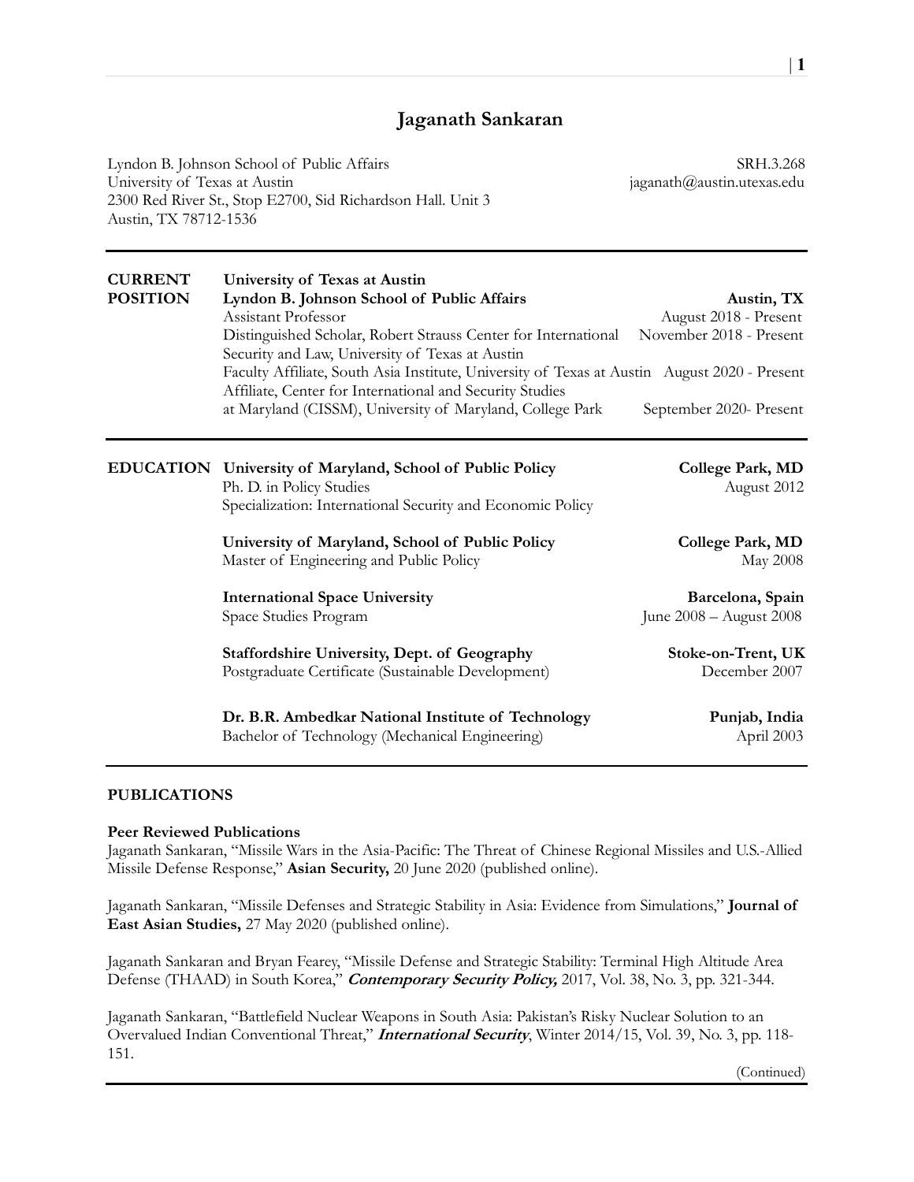# Jaganath Sankaran

Lyndon B. Johnson School of Public Affairs
University of Texas at Austin
2300 Red River St., Stop E2700, Sid Richardson Hall. Unit 3
Austin, TX 78712-1536

SRH.3.268
jaganath@austin.utexas.edu

## CURRENT POSITION

**University of Texas at Austin**
**Lyndon B. Johnson School of Public Affairs** — **Austin, TX**

Assistant Professor — August 2018 - Present

Distinguished Scholar, Robert Strauss Center for International Security and Law, University of Texas at Austin — November 2018 - Present

Faculty Affiliate, South Asia Institute, University of Texas at Austin — August 2020 - Present

Affiliate, Center for International and Security Studies at Maryland (CISSM), University of Maryland, College Park — September 2020- Present

## EDUCATION

**University of Maryland, School of Public Policy** — **College Park, MD**
Ph. D. in Policy Studies — August 2012
Specialization: International Security and Economic Policy

**University of Maryland, School of Public Policy** — **College Park, MD**
Master of Engineering and Public Policy — May 2008

**International Space University** — **Barcelona, Spain**
Space Studies Program — June 2008 – August 2008

**Staffordshire University, Dept. of Geography** — **Stoke-on-Trent, UK**
Postgraduate Certificate (Sustainable Development) — December 2007

**Dr. B.R. Ambedkar National Institute of Technology** — **Punjab, India**
Bachelor of Technology (Mechanical Engineering) — April 2003

## PUBLICATIONS

### Peer Reviewed Publications

Jaganath Sankaran, "Missile Wars in the Asia-Pacific: The Threat of Chinese Regional Missiles and U.S.-Allied Missile Defense Response," **Asian Security,** 20 June 2020 (published online).

Jaganath Sankaran, "Missile Defenses and Strategic Stability in Asia: Evidence from Simulations," **Journal of East Asian Studies,** 27 May 2020 (published online).

Jaganath Sankaran and Bryan Fearey, "Missile Defense and Strategic Stability: Terminal High Altitude Area Defense (THAAD) in South Korea," ***Contemporary Security Policy,*** 2017, Vol. 38, No. 3, pp. 321-344.

Jaganath Sankaran, "Battlefield Nuclear Weapons in South Asia: Pakistan's Risky Nuclear Solution to an Overvalued Indian Conventional Threat," ***International Security***, Winter 2014/15, Vol. 39, No. 3, pp. 118-151.

(Continued)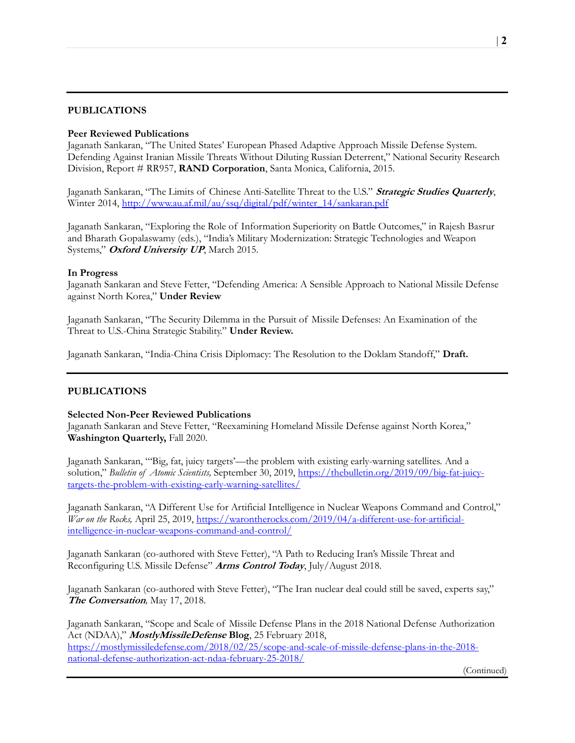## PUBLICATIONS

**Peer Reviewed Publications**

Jaganath Sankaran, "The United States' European Phased Adaptive Approach Missile Defense System. Defending Against Iranian Missile Threats Without Diluting Russian Deterrent," National Security Research Division, Report # RR957, **RAND Corporation**, Santa Monica, California, 2015.

Jaganath Sankaran, "The Limits of Chinese Anti-Satellite Threat to the U.S." ***Strategic Studies Quarterly***, Winter 2014, http://www.au.af.mil/au/ssq/digital/pdf/winter_14/sankaran.pdf

Jaganath Sankaran, "Exploring the Role of Information Superiority on Battle Outcomes," in Rajesh Basrur and Bharath Gopalaswamy (eds.), "India's Military Modernization: Strategic Technologies and Weapon Systems," ***Oxford University UP***, March 2015.

**In Progress**

Jaganath Sankaran and Steve Fetter, "Defending America: A Sensible Approach to National Missile Defense against North Korea," **Under Review**

Jaganath Sankaran, "The Security Dilemma in the Pursuit of Missile Defenses: An Examination of the Threat to U.S.-China Strategic Stability." **Under Review.**

Jaganath Sankaran, "India-China Crisis Diplomacy: The Resolution to the Doklam Standoff," **Draft.**

## PUBLICATIONS

**Selected Non-Peer Reviewed Publications**

Jaganath Sankaran and Steve Fetter, "Reexamining Homeland Missile Defense against North Korea," **Washington Quarterly,** Fall 2020.

Jaganath Sankaran, "'Big, fat, juicy targets'—the problem with existing early-warning satellites. And a solution," *Bulletin of Atomic Scientists,* September 30, 2019, https://thebulletin.org/2019/09/big-fat-juicy-targets-the-problem-with-existing-early-warning-satellites/

Jaganath Sankaran, "A Different Use for Artificial Intelligence in Nuclear Weapons Command and Control," *War on the Rocks,* April 25, 2019, https://warontherocks.com/2019/04/a-different-use-for-artificial-intelligence-in-nuclear-weapons-command-and-control/

Jaganath Sankaran (co-authored with Steve Fetter), "A Path to Reducing Iran's Missile Threat and Reconfiguring U.S. Missile Defense" ***Arms Control Today***, July/August 2018.

Jaganath Sankaran (co-authored with Steve Fetter), "The Iran nuclear deal could still be saved, experts say," ***The Conversation,*** May 17, 2018.

Jaganath Sankaran, "Scope and Scale of Missile Defense Plans in the 2018 National Defense Authorization Act (NDAA)," ***MostlyMissileDefense* Blog**, 25 February 2018, https://mostlymissiledefense.com/2018/02/25/scope-and-scale-of-missile-defense-plans-in-the-2018-national-defense-authorization-act-ndaa-february-25-2018/

(Continued)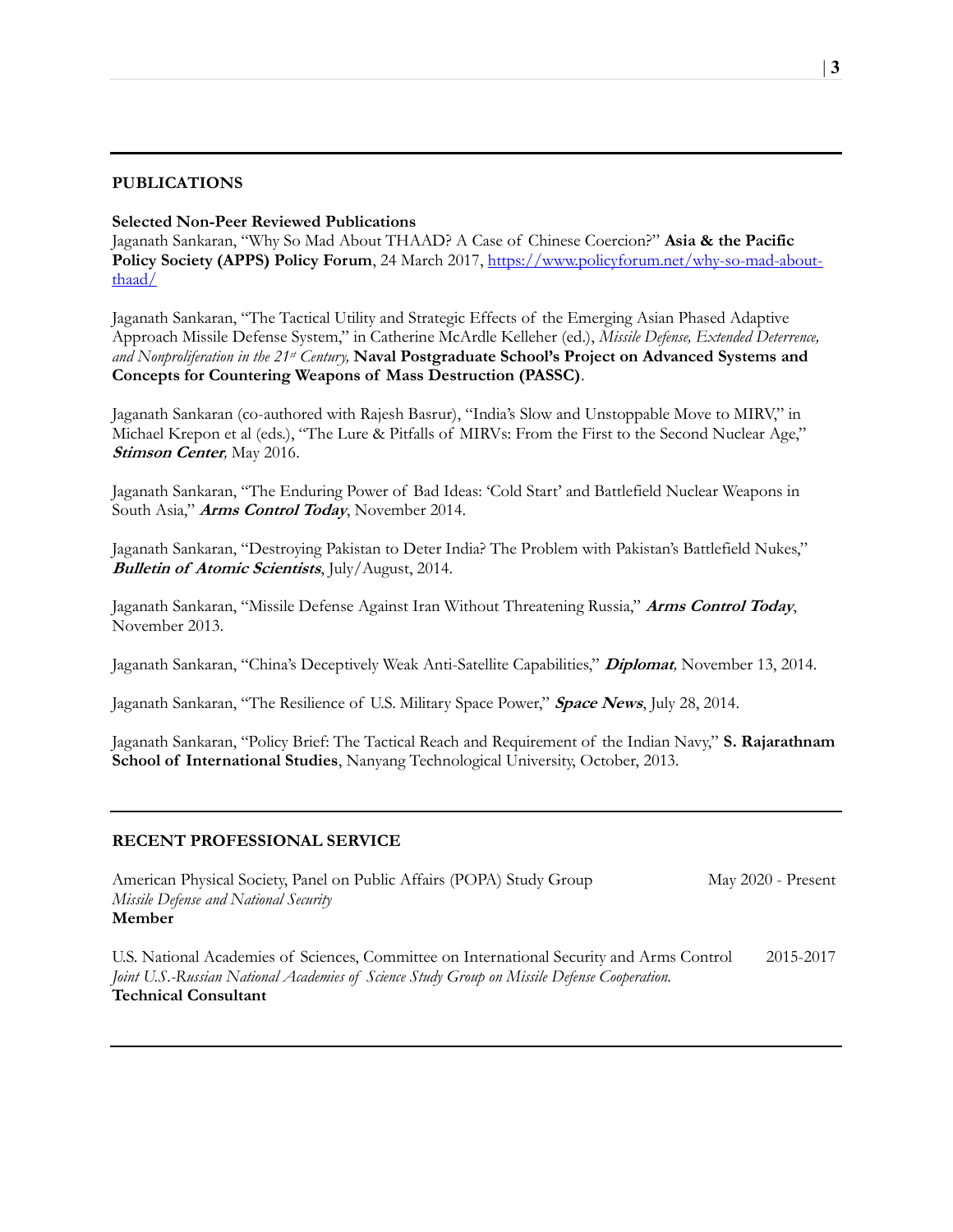## PUBLICATIONS

### Selected Non-Peer Reviewed Publications

Jaganath Sankaran, "Why So Mad About THAAD? A Case of Chinese Coercion?" **Asia & the Pacific Policy Society (APPS) Policy Forum**, 24 March 2017, [https://www.policyforum.net/why-so-mad-about-thaad/](https://www.policyforum.net/why-so-mad-about-thaad/)

Jaganath Sankaran, "The Tactical Utility and Strategic Effects of the Emerging Asian Phased Adaptive Approach Missile Defense System," in Catherine McArdle Kelleher (ed.), *Missile Defense, Extended Deterrence, and Nonproliferation in the 21st Century,* **Naval Postgraduate School's Project on Advanced Systems and Concepts for Countering Weapons of Mass Destruction (PASSC)**.

Jaganath Sankaran (co-authored with Rajesh Basrur), "India's Slow and Unstoppable Move to MIRV," in Michael Krepon et al (eds.), "The Lure & Pitfalls of MIRVs: From the First to the Second Nuclear Age," ***Stimson Center,*** May 2016.

Jaganath Sankaran, "The Enduring Power of Bad Ideas: 'Cold Start' and Battlefield Nuclear Weapons in South Asia," ***Arms Control Today***, November 2014.

Jaganath Sankaran, "Destroying Pakistan to Deter India? The Problem with Pakistan's Battlefield Nukes," ***Bulletin of Atomic Scientists***, July/August, 2014.

Jaganath Sankaran, "Missile Defense Against Iran Without Threatening Russia," ***Arms Control Today***, November 2013.

Jaganath Sankaran, "China's Deceptively Weak Anti-Satellite Capabilities," ***Diplomat,*** November 13, 2014.

Jaganath Sankaran, "The Resilience of U.S. Military Space Power," ***Space News***, July 28, 2014.

Jaganath Sankaran, "Policy Brief: The Tactical Reach and Requirement of the Indian Navy," **S. Rajarathnam School of International Studies**, Nanyang Technological University, October, 2013.

## RECENT PROFESSIONAL SERVICE

American Physical Society, Panel on Public Affairs (POPA) Study Group — May 2020 - Present
*Missile Defense and National Security*
**Member**

U.S. National Academies of Sciences, Committee on International Security and Arms Control — 2015-2017
*Joint U.S.-Russian National Academies of Science Study Group on Missile Defense Cooperation.*
**Technical Consultant**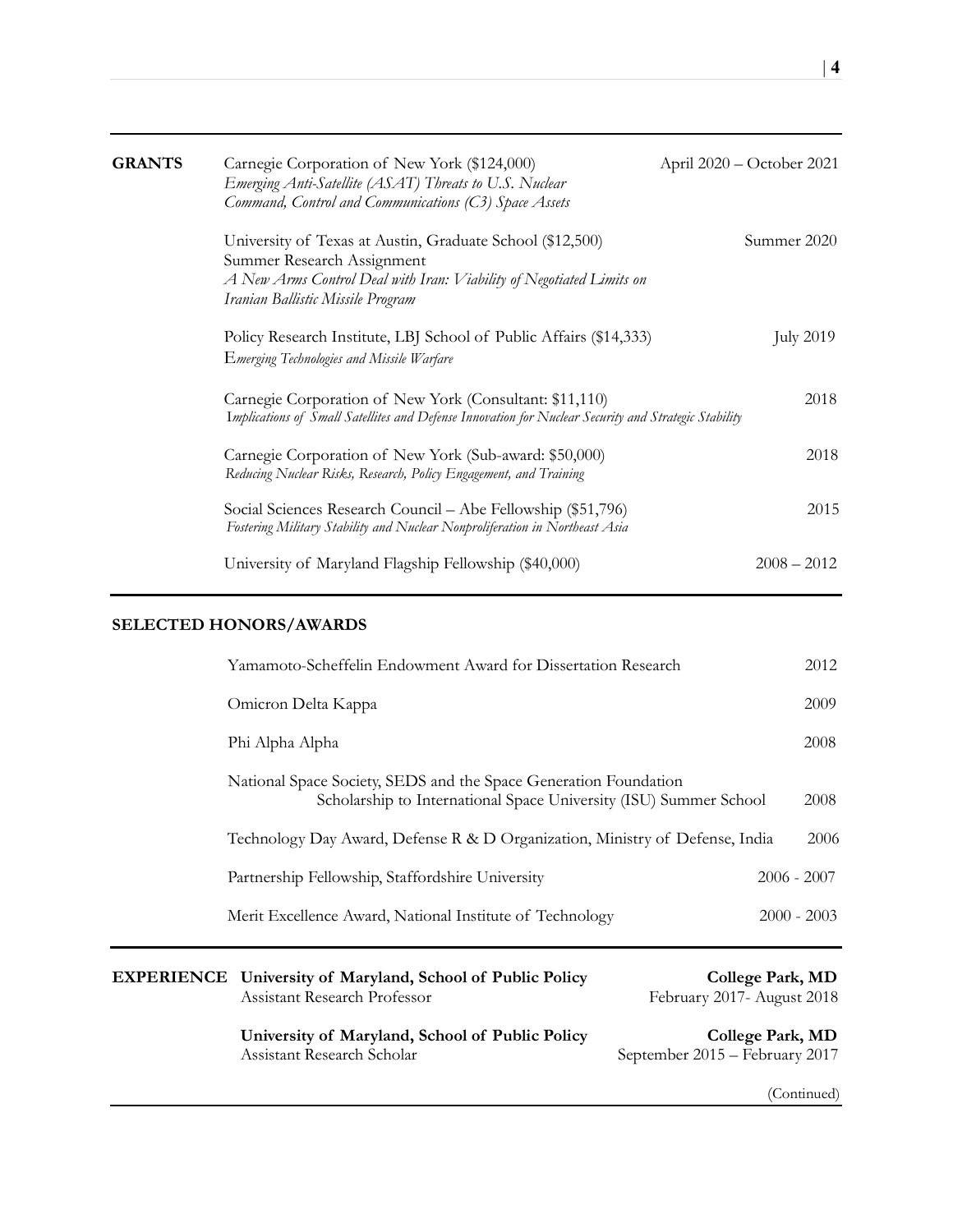## GRANTS

Carnegie Corporation of New York ($124,000) — April 2020 – October 2021
*Emerging Anti-Satellite (ASAT) Threats to U.S. Nuclear Command, Control and Communications (C3) Space Assets*

University of Texas at Austin, Graduate School ($12,500) — Summer 2020
Summer Research Assignment
*A New Arms Control Deal with Iran: Viability of Negotiated Limits on Iranian Ballistic Missile Program*

Policy Research Institute, LBJ School of Public Affairs ($14,333) — July 2019
*Emerging Technologies and Missile Warfare*

Carnegie Corporation of New York (Consultant: $11,110) — 2018
*Implications of Small Satellites and Defense Innovation for Nuclear Security and Strategic Stability*

Carnegie Corporation of New York (Sub-award: $50,000) — 2018
*Reducing Nuclear Risks, Research, Policy Engagement, and Training*

Social Sciences Research Council – Abe Fellowship ($51,796) — 2015
*Fostering Military Stability and Nuclear Nonproliferation in Northeast Asia*

University of Maryland Flagship Fellowship ($40,000) — 2008 – 2012

## SELECTED HONORS/AWARDS

| | |
|---|---|
| Yamamoto-Scheffelin Endowment Award for Dissertation Research | 2012 |
| Omicron Delta Kappa | 2009 |
| Phi Alpha Alpha | 2008 |
| National Space Society, SEDS and the Space Generation Foundation Scholarship to International Space University (ISU) Summer School | 2008 |
| Technology Day Award, Defense R & D Organization, Ministry of Defense, India | 2006 |
| Partnership Fellowship, Staffordshire University | 2006 - 2007 |
| Merit Excellence Award, National Institute of Technology | 2000 - 2003 |

## EXPERIENCE

**University of Maryland, School of Public Policy** — **College Park, MD**
Assistant Research Professor — February 2017- August 2018

**University of Maryland, School of Public Policy** — **College Park, MD**
Assistant Research Scholar — September 2015 – February 2017

(Continued)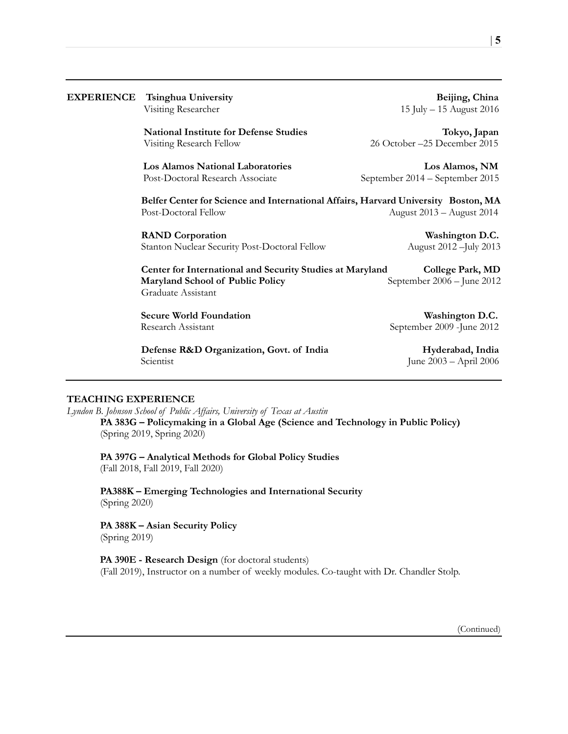## EXPERIENCE

**Tsinghua University** — **Beijing, China**
Visiting Researcher — 15 July – 15 August 2016

**National Institute for Defense Studies** — **Tokyo, Japan**
Visiting Research Fellow — 26 October –25 December 2015

**Los Alamos National Laboratories** — **Los Alamos, NM**
Post-Doctoral Research Associate — September 2014 – September 2015

**Belfer Center for Science and International Affairs, Harvard University** — **Boston, MA**
Post-Doctoral Fellow — August 2013 – August 2014

**RAND Corporation** — **Washington D.C.**
Stanton Nuclear Security Post-Doctoral Fellow — August 2012 –July 2013

**Center for International and Security Studies at Maryland** — **College Park, MD**
**Maryland School of Public Policy** — September 2006 – June 2012
Graduate Assistant

**Secure World Foundation** — **Washington D.C.**
Research Assistant — September 2009 -June 2012

**Defense R&D Organization, Govt. of India** — **Hyderabad, India**
Scientist — June 2003 – April 2006

## TEACHING EXPERIENCE

*Lyndon B. Johnson School of Public Affairs, University of Texas at Austin*

**PA 383G – Policymaking in a Global Age (Science and Technology in Public Policy)**
(Spring 2019, Spring 2020)

**PA 397G – Analytical Methods for Global Policy Studies**
(Fall 2018, Fall 2019, Fall 2020)

**PA388K – Emerging Technologies and International Security**
(Spring 2020)

**PA 388K – Asian Security Policy**
(Spring 2019)

**PA 390E - Research Design** (for doctoral students)
(Fall 2019), Instructor on a number of weekly modules. Co-taught with Dr. Chandler Stolp.

(Continued)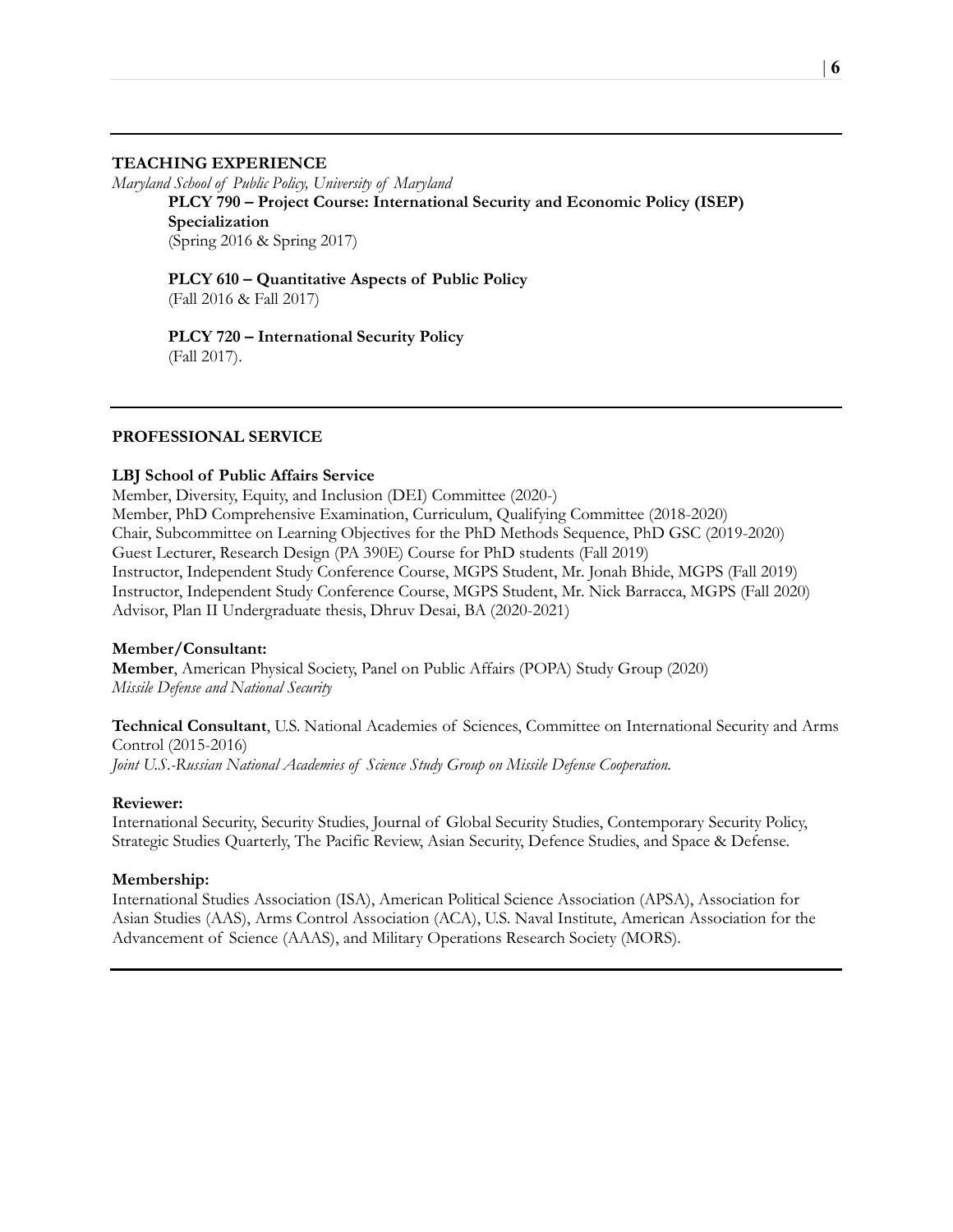## TEACHING EXPERIENCE

*Maryland School of Public Policy, University of Maryland*

**PLCY 790 – Project Course: International Security and Economic Policy (ISEP) Specialization**
(Spring 2016 & Spring 2017)

**PLCY 610 – Quantitative Aspects of Public Policy**
(Fall 2016 & Fall 2017)

**PLCY 720 – International Security Policy**
(Fall 2017).

## PROFESSIONAL SERVICE

### LBJ School of Public Affairs Service

Member, Diversity, Equity, and Inclusion (DEI) Committee (2020-)
Member, PhD Comprehensive Examination, Curriculum, Qualifying Committee (2018-2020)
Chair, Subcommittee on Learning Objectives for the PhD Methods Sequence, PhD GSC (2019-2020)
Guest Lecturer, Research Design (PA 390E) Course for PhD students (Fall 2019)
Instructor, Independent Study Conference Course, MGPS Student, Mr. Jonah Bhide, MGPS (Fall 2019)
Instructor, Independent Study Conference Course, MGPS Student, Mr. Nick Barracca, MGPS (Fall 2020)
Advisor, Plan II Undergraduate thesis, Dhruv Desai, BA (2020-2021)

### Member/Consultant:

**Member**, American Physical Society, Panel on Public Affairs (POPA) Study Group (2020)
*Missile Defense and National Security*

**Technical Consultant**, U.S. National Academies of Sciences, Committee on International Security and Arms Control (2015-2016)
*Joint U.S.-Russian National Academies of Science Study Group on Missile Defense Cooperation.*

### Reviewer:

International Security, Security Studies, Journal of Global Security Studies, Contemporary Security Policy, Strategic Studies Quarterly, The Pacific Review, Asian Security, Defence Studies, and Space & Defense.

### Membership:

International Studies Association (ISA), American Political Science Association (APSA), Association for Asian Studies (AAS), Arms Control Association (ACA), U.S. Naval Institute, American Association for the Advancement of Science (AAAS), and Military Operations Research Society (MORS).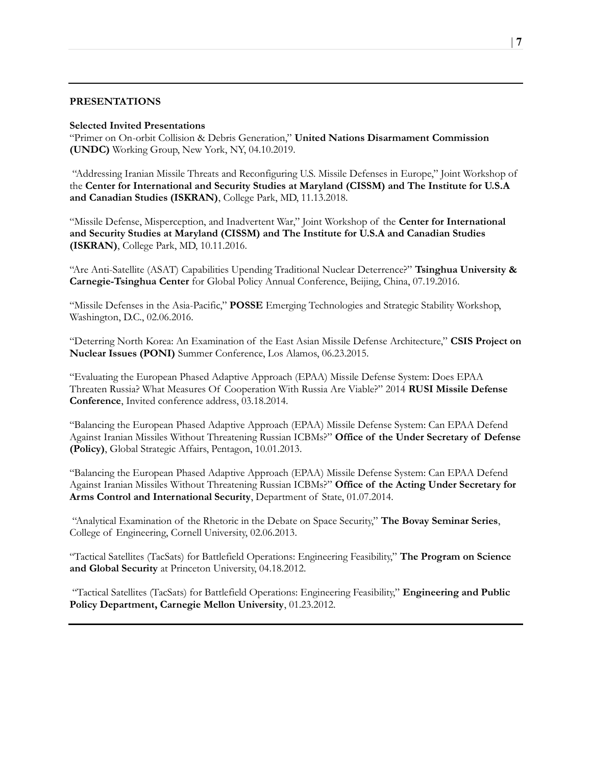## PRESENTATIONS

### Selected Invited Presentations

"Primer on On-orbit Collision & Debris Generation," **United Nations Disarmament Commission (UNDC)** Working Group, New York, NY, 04.10.2019.

"Addressing Iranian Missile Threats and Reconfiguring U.S. Missile Defenses in Europe," Joint Workshop of the **Center for International and Security Studies at Maryland (CISSM) and The Institute for U.S.A and Canadian Studies (ISKRAN)**, College Park, MD, 11.13.2018.

"Missile Defense, Misperception, and Inadvertent War," Joint Workshop of the **Center for International and Security Studies at Maryland (CISSM) and The Institute for U.S.A and Canadian Studies (ISKRAN)**, College Park, MD, 10.11.2016.

"Are Anti-Satellite (ASAT) Capabilities Upending Traditional Nuclear Deterrence?" **Tsinghua University & Carnegie-Tsinghua Center** for Global Policy Annual Conference, Beijing, China, 07.19.2016.

"Missile Defenses in the Asia-Pacific," **POSSE** Emerging Technologies and Strategic Stability Workshop, Washington, D.C., 02.06.2016.

"Deterring North Korea: An Examination of the East Asian Missile Defense Architecture," **CSIS Project on Nuclear Issues (PONI)** Summer Conference, Los Alamos, 06.23.2015.

"Evaluating the European Phased Adaptive Approach (EPAA) Missile Defense System: Does EPAA Threaten Russia? What Measures Of Cooperation With Russia Are Viable?" 2014 **RUSI Missile Defense Conference**, Invited conference address, 03.18.2014.

"Balancing the European Phased Adaptive Approach (EPAA) Missile Defense System: Can EPAA Defend Against Iranian Missiles Without Threatening Russian ICBMs?" **Office of the Under Secretary of Defense (Policy)**, Global Strategic Affairs, Pentagon, 10.01.2013.

"Balancing the European Phased Adaptive Approach (EPAA) Missile Defense System: Can EPAA Defend Against Iranian Missiles Without Threatening Russian ICBMs?" **Office of the Acting Under Secretary for Arms Control and International Security**, Department of State, 01.07.2014.

"Analytical Examination of the Rhetoric in the Debate on Space Security," **The Bovay Seminar Series**, College of Engineering, Cornell University, 02.06.2013.

"Tactical Satellites (TacSats) for Battlefield Operations: Engineering Feasibility," **The Program on Science and Global Security** at Princeton University, 04.18.2012.

"Tactical Satellites (TacSats) for Battlefield Operations: Engineering Feasibility," **Engineering and Public Policy Department, Carnegie Mellon University**, 01.23.2012.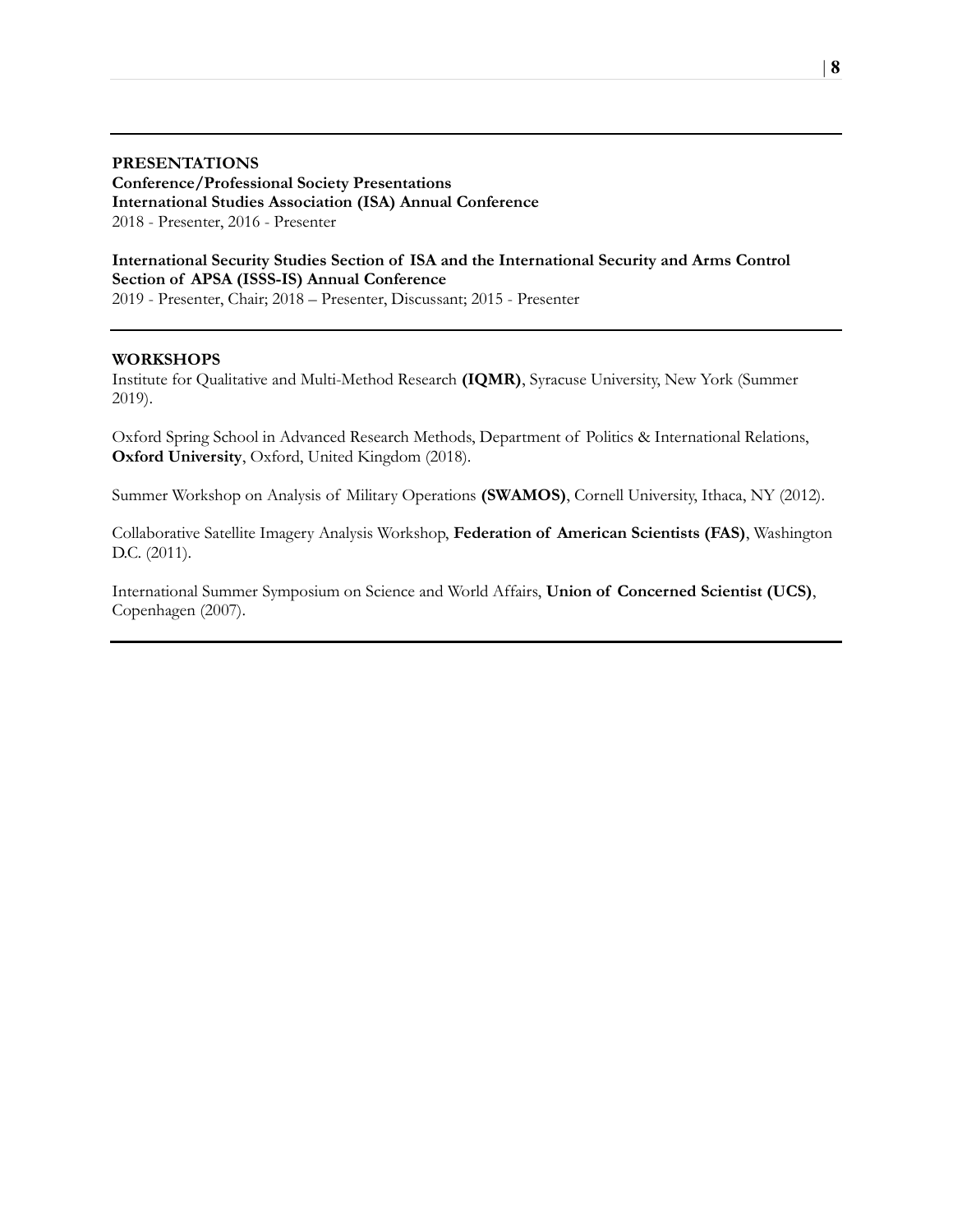## PRESENTATIONS

### Conference/Professional Society Presentations

**International Studies Association (ISA) Annual Conference**
2018 - Presenter, 2016 - Presenter

**International Security Studies Section of ISA and the International Security and Arms Control Section of APSA (ISSS-IS) Annual Conference**
2019 - Presenter, Chair; 2018 – Presenter, Discussant; 2015 - Presenter

## WORKSHOPS

Institute for Qualitative and Multi-Method Research **(IQMR)**, Syracuse University, New York (Summer 2019).

Oxford Spring School in Advanced Research Methods, Department of Politics & International Relations, **Oxford University**, Oxford, United Kingdom (2018).

Summer Workshop on Analysis of Military Operations **(SWAMOS)**, Cornell University, Ithaca, NY (2012).

Collaborative Satellite Imagery Analysis Workshop, **Federation of American Scientists (FAS)**, Washington D.C. (2011).

International Summer Symposium on Science and World Affairs, **Union of Concerned Scientist (UCS)**, Copenhagen (2007).